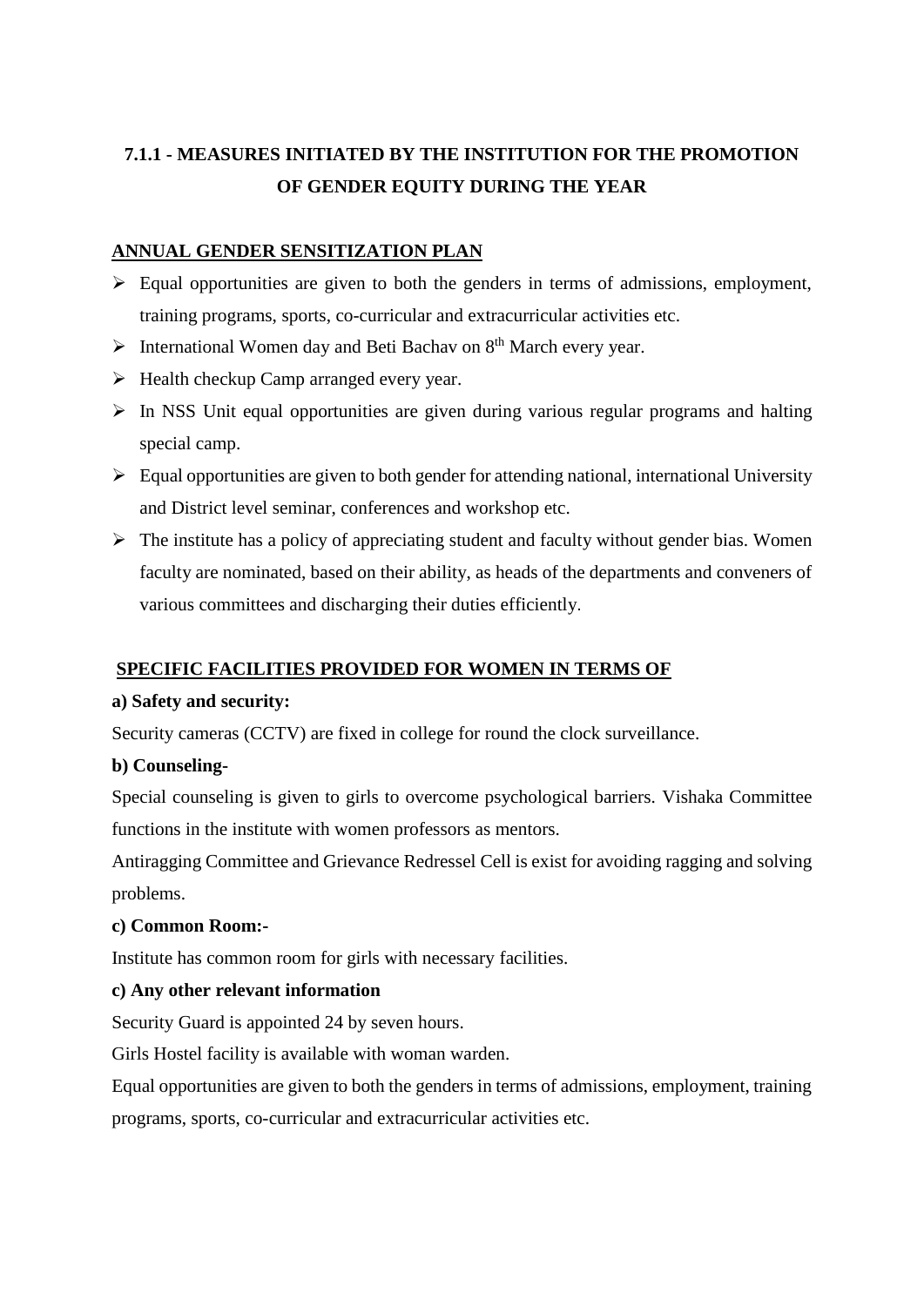# 7.1.1 - MEASURES INITIATED BY THE INSTITUTION FOR THE PROMOTION OF GENDER EQUITY DURING THE YEAR

## ANNUAL GENDER SENSITIZATION PLAN

- Equal opportunities are given to both the genders in terms of admissions, employment, training programs, sports, co-curricular and extracurricular activities etc.
- International Women day and Beti Bachav on 8th March every year.
- Health checkup Camp arranged every year.
- In NSS Unit equal opportunities are given during various regular programs and halting special camp.
- Equal opportunities are given to both gender for attending national, international University and District level seminar, conferences and workshop etc.
- The institute has a policy of appreciating student and faculty without gender bias. Women faculty are nominated, based on their ability, as heads of the departments and conveners of various committees and discharging their duties efficiently.

## SPECIFIC FACILITIES PROVIDED FOR WOMEN IN TERMS OF

**a) Safety and security:**

Security cameras (CCTV) are fixed in college for round the clock surveillance.

**b) Counseling-**

Special counseling is given to girls to overcome psychological barriers. Vishaka Committee functions in the institute with women professors as mentors.

Antiragging Committee and Grievance Redressel Cell is exist for avoiding ragging and solving problems.

**c) Common Room:-**

Institute has common room for girls with necessary facilities.

**c) Any other relevant information**

Security Guard is appointed 24 by seven hours.

Girls Hostel facility is available with woman warden.

Equal opportunities are given to both the genders in terms of admissions, employment, training programs, sports, co-curricular and extracurricular activities etc.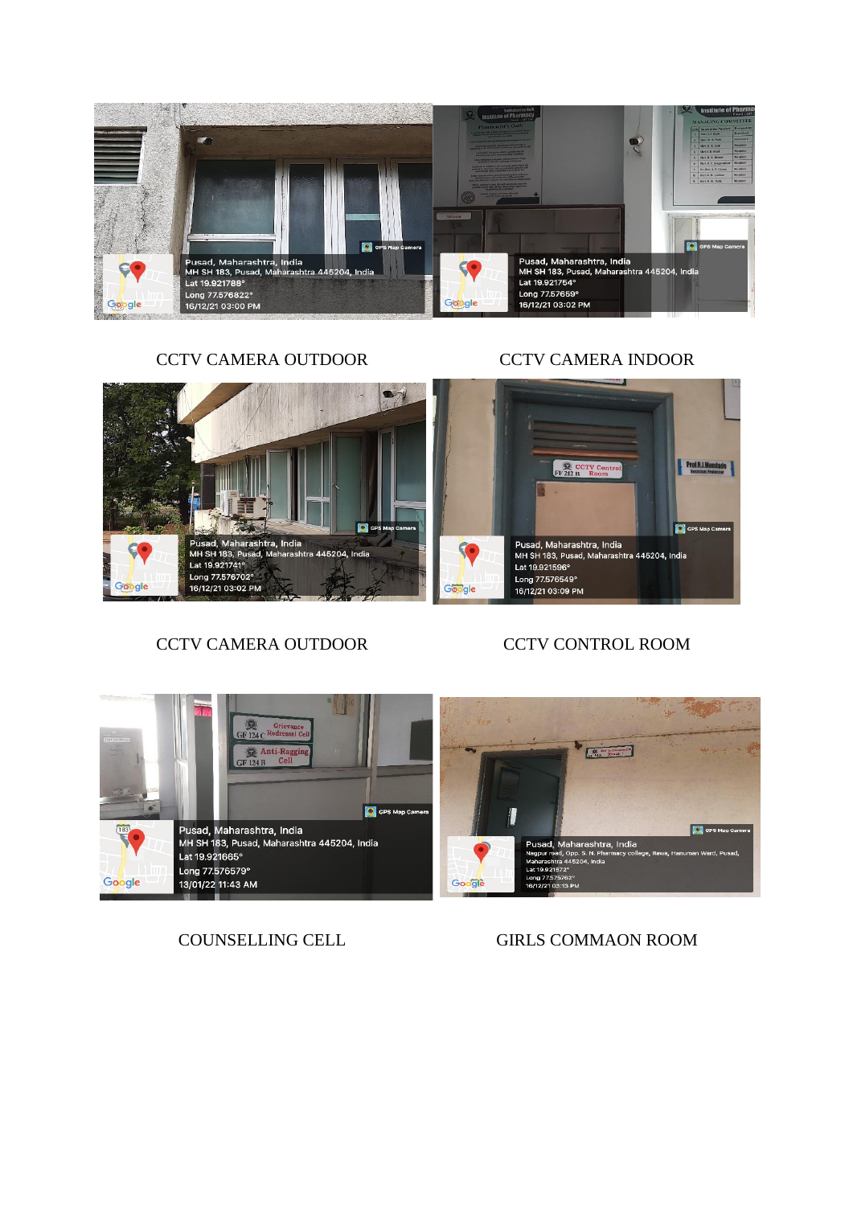CCTV CAMERA OUTDOOR

CCTV CAMERA INDOOR

CCTV CAMERA OUTDOOR

CCTV CONTROL ROOM

COUNSELLING CELL

GIRLS COMMAON ROOM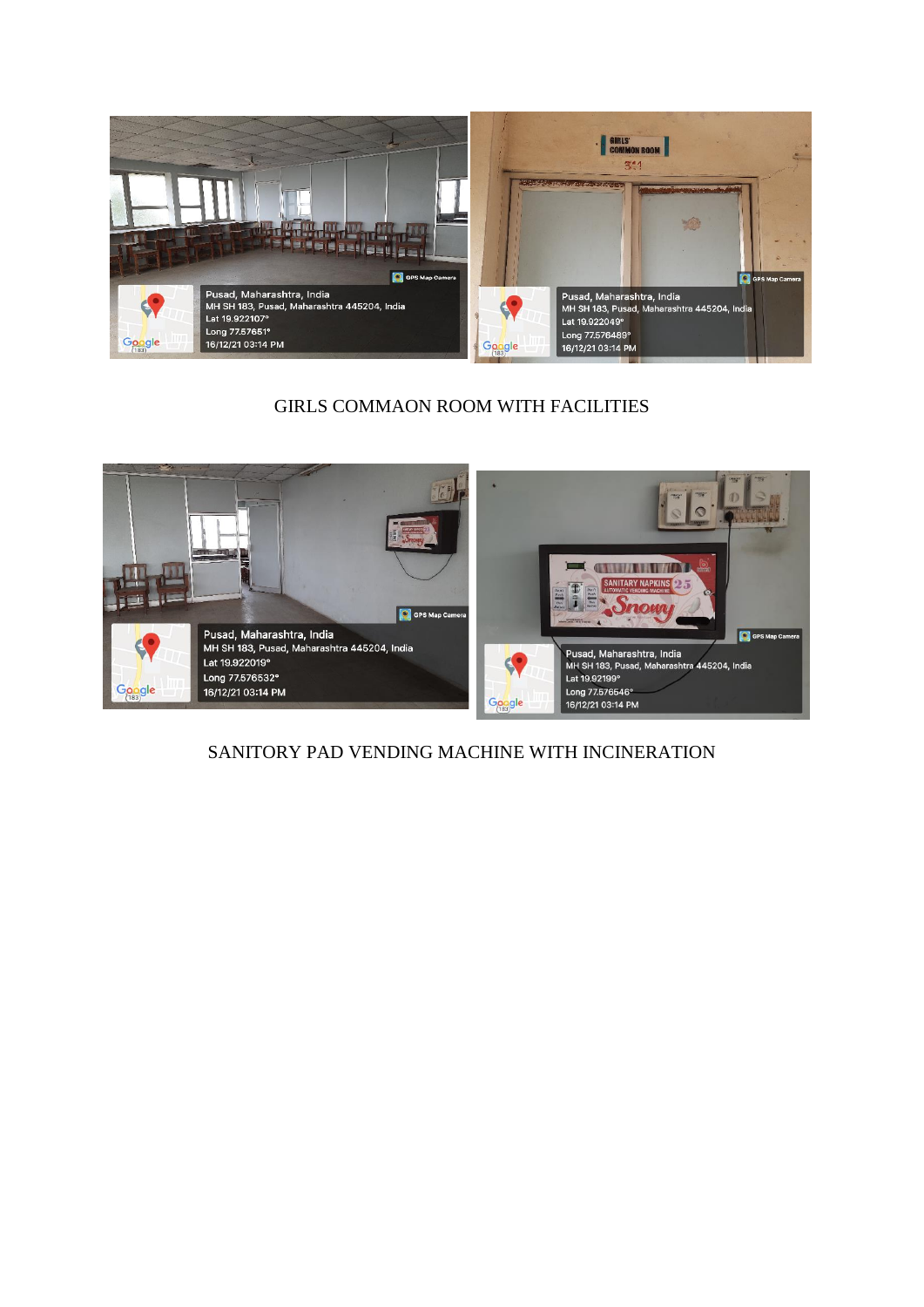GIRLS COMMAON ROOM WITH FACILITIES

SANITORY PAD VENDING MACHINE WITH INCINERATION